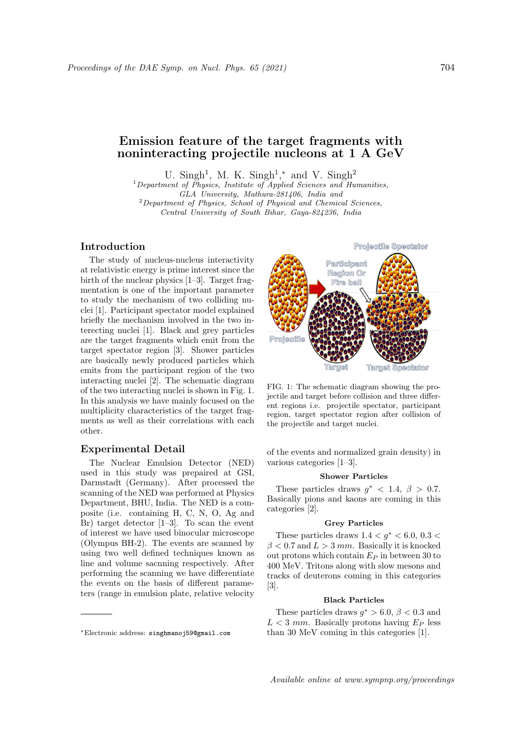# Emission feature of the target fragments with noninteracting projectile nucleons at 1 A GeV

U. Singh[1], M. K. Singh[1,*] and V. Singh[2]

[1] *Department of Physics, Institute of Applied Sciences and Humanities, GLA University, Mathura-281406, India and*

[2] *Department of Physics, School of Physical and Chemical Sciences, Central University of South Bihar, Gaya-824236, India*

## Introduction

The study of nucleus-nucleus interactivity at relativistic energy is prime interest since the birth of the nuclear physics [1–3]. Target fragmentation is one of the important parameter to study the mechanism of two colliding nuclei [1]. Participant spectator model explained briefly the mechanism involved in the two interecting nuclei [1]. Black and grey particles are the target fragments which emit from the target spectator region [3]. Shower particles are basically newly produced particles which emits from the participant region of the two interacting nuclei [2]. The schematic diagram of the two interacting nuclei is shown in Fig. 1. In this analysis we have mainly focused on the multiplicity characteristics of the target fragments as well as their correlations with each other.

FIG. 1: The schematic diagram showing the projectile and target before collision and three different regions i.e. projectile spectator, participant region, target spectator region after collision of the projectile and target nuclei.

## Experimental Detail

The Nuclear Emulsion Detector (NED) used in this study was prepaired at GSI, Darmstadt (Germany). After processed the scanning of the NED was performed at Physics Department, BHU, India. The NED is a composite (i.e. containing H, C, N, O, Ag and Br) target detector [1–3]. To scan the event of interest we have used binocular microscope (Olympus BH-2). The events are scanned by using two well defined techniques known as line and volume sacnning respectively. After performing the scanning we have differentiate the events on the basis of different parameters (range in emulsion plate, relative velocity of the events and normalized grain density) in various categories [1–3].

### Shower Particles

These particles draws $g^* < 1.4$, $\beta > 0.7$. Basically pions and kaons are coming in this categories [2].

### Grey Particles

These particles draws $1.4 < g^* < 6.0$, $0.3 < \beta < 0.7$ and $L > 3\ mm$. Basically it is knocked out protons which contain $E_P$ in between 30 to 400 MeV. Tritons along with slow mesons and tracks of deuterons coming in this categories [3].

### Black Particles

These particles draws $g^* > 6.0$, $\beta < 0.3$ and $L < 3\ mm$. Basically protons having $E_P$ less than 30 MeV coming in this categories [1].

---

*Electronic address: singhmanoj59@gmail.com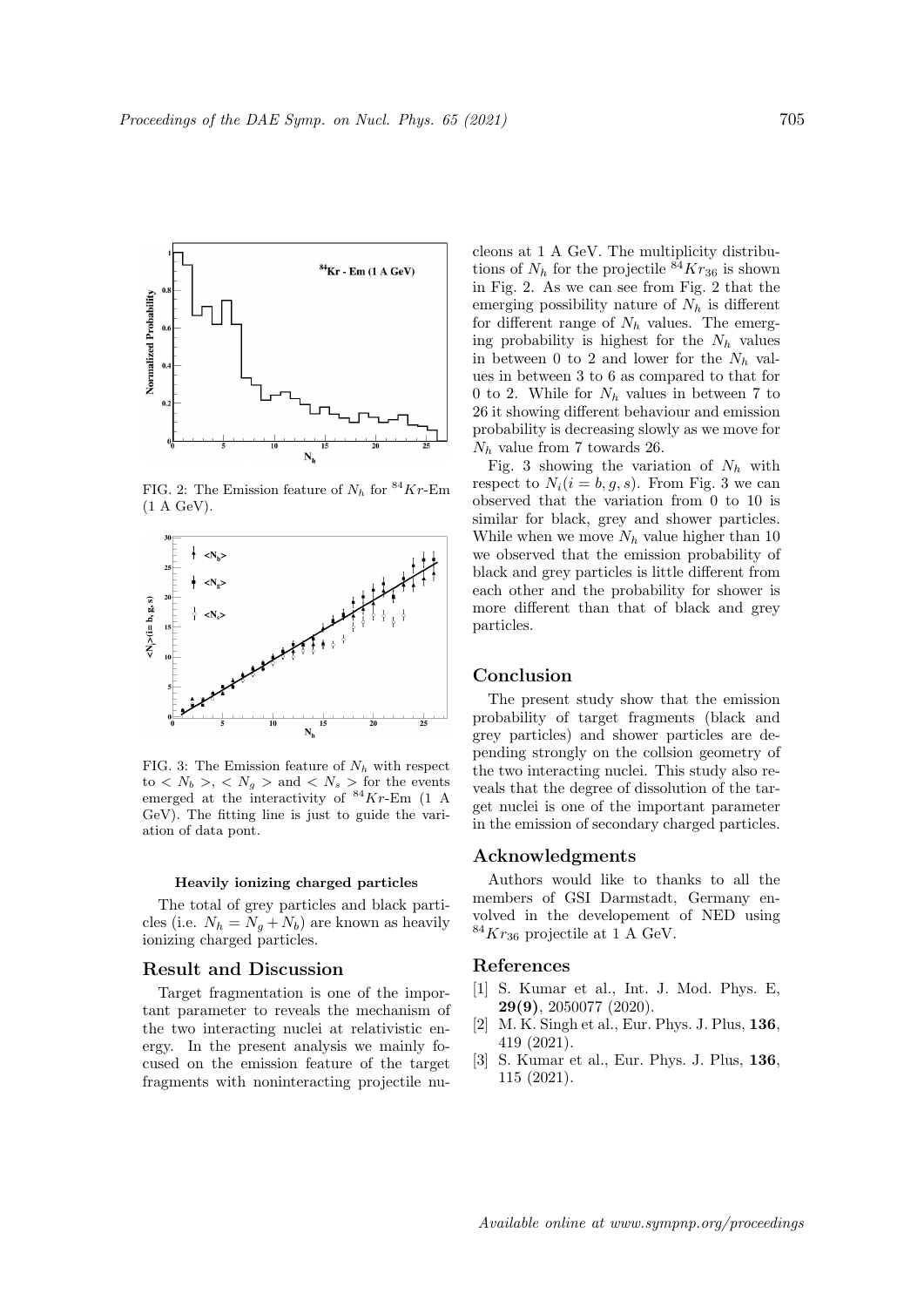$^{84}$Kr - Em (1 A GeV)

Normalized Probability

$N_h$

FIG. 2: The Emission feature of $N_h$ for $^{84}Kr$-Em (1 A GeV).

<$N_b$>

<$N_g$>

<$N_s$>

<$N_i$>(i= b, g, s)

$N_h$

FIG. 3: The Emission feature of $N_h$ with respect to $< N_b >$, $< N_g >$ and $< N_s >$ for the events emerged at the interactivity of $^{84}Kr$-Em (1 A GeV). The fitting line is just to guide the variation of data pont.

#### Heavily ionizing charged particles

The total of grey particles and black particles (i.e. $N_h = N_g + N_b$) are known as heavily ionizing charged particles.

## Result and Discussion

Target fragmentation is one of the important parameter to reveals the mechanism of the two interacting nuclei at relativistic energy. In the present analysis we mainly focused on the emission feature of the target fragments with noninteracting projectile nucleons at 1 A GeV. The multiplicity distributions of $N_h$ for the projectile $^{84}Kr_{36}$ is shown in Fig. 2. As we can see from Fig. 2 that the emerging possibility nature of $N_h$ is different for different range of $N_h$ values. The emerging probability is highest for the $N_h$ values in between 0 to 2 and lower for the $N_h$ values in between 3 to 6 as compared to that for 0 to 2. While for $N_h$ values in between 7 to 26 it showing different behaviour and emission probability is decreasing slowly as we move for $N_h$ value from 7 towards 26.

Fig. 3 showing the variation of $N_h$ with respect to $N_i (i = b, g, s)$. From Fig. 3 we can observed that the variation from 0 to 10 is similar for black, grey and shower particles. While when we move $N_h$ value higher than 10 we observed that the emission probability of black and grey particles is little different from each other and the probability for shower is more different than that of black and grey particles.

## Conclusion

The present study show that the emission probability of target fragments (black and grey particles) and shower particles are depending strongly on the collsion geometry of the two interacting nuclei. This study also reveals that the degree of dissolution of the target nuclei is one of the important parameter in the emission of secondary charged particles.

## Acknowledgments

Authors would like to thanks to all the members of GSI Darmstadt, Germany envolved in the developement of NED using $^{84}Kr_{36}$ projectile at 1 A GeV.

## References

[1] S. Kumar et al., Int. J. Mod. Phys. E, **29(9)**, 2050077 (2020).

[2] M. K. Singh et al., Eur. Phys. J. Plus, **136**, 419 (2021).

[3] S. Kumar et al., Eur. Phys. J. Plus, **136**, 115 (2021).